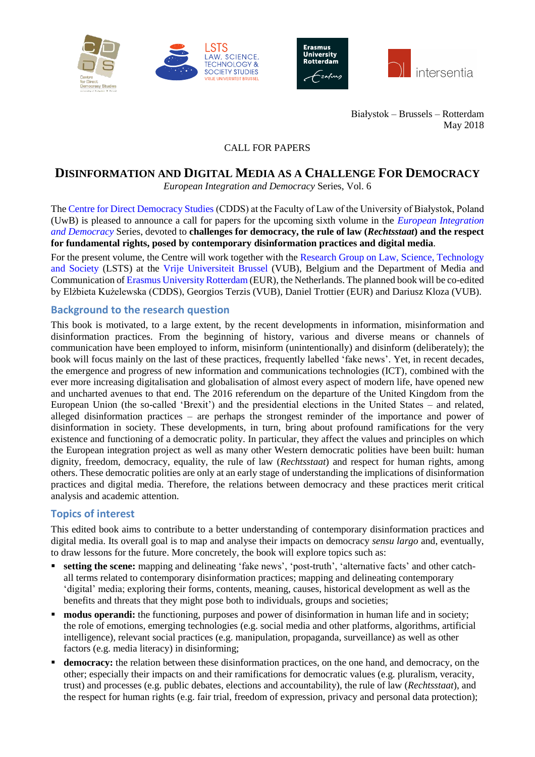Białystok – Brussels – Rotterdam
May 2018

CALL FOR PAPERS

# Disinformation and Digital Media as a Challenge For Democracy

*European Integration and Democracy* Series, Vol. 6

The Centre for Direct Democracy Studies (CDDS) at the Faculty of Law of the University of Białystok, Poland (UwB) is pleased to announce a call for papers for the upcoming sixth volume in the *European Integration and Democracy* Series, devoted to **challenges for democracy, the rule of law (*Rechtsstaat*) and the respect for fundamental rights, posed by contemporary disinformation practices and digital media**.

For the present volume, the Centre will work together with the Research Group on Law, Science, Technology and Society (LSTS) at the Vrije Universiteit Brussel (VUB), Belgium and the Department of Media and Communication of Erasmus University Rotterdam (EUR), the Netherlands. The planned book will be co-edited by Elżbieta Kużelewska (CDDS), Georgios Terzis (VUB), Daniel Trottier (EUR) and Dariusz Kloza (VUB).

## Background to the research question

This book is motivated, to a large extent, by the recent developments in information, misinformation and disinformation practices. From the beginning of history, various and diverse means or channels of communication have been employed to inform, misinform (unintentionally) and disinform (deliberately); the book will focus mainly on the last of these practices, frequently labelled 'fake news'. Yet, in recent decades, the emergence and progress of new information and communications technologies (ICT), combined with the ever more increasing digitalisation and globalisation of almost every aspect of modern life, have opened new and uncharted avenues to that end. The 2016 referendum on the departure of the United Kingdom from the European Union (the so-called 'Brexit') and the presidential elections in the United States – and related, alleged disinformation practices – are perhaps the strongest reminder of the importance and power of disinformation in society. These developments, in turn, bring about profound ramifications for the very existence and functioning of a democratic polity. In particular, they affect the values and principles on which the European integration project as well as many other Western democratic polities have been built: human dignity, freedom, democracy, equality, the rule of law (*Rechtsstaat*) and respect for human rights, among others. These democratic polities are only at an early stage of understanding the implications of disinformation practices and digital media. Therefore, the relations between democracy and these practices merit critical analysis and academic attention.

## Topics of interest

This edited book aims to contribute to a better understanding of contemporary disinformation practices and digital media. Its overall goal is to map and analyse their impacts on democracy *sensu largo* and, eventually, to draw lessons for the future. More concretely, the book will explore topics such as:

- **setting the scene:** mapping and delineating 'fake news', 'post-truth', 'alternative facts' and other catch-all terms related to contemporary disinformation practices; mapping and delineating contemporary 'digital' media; exploring their forms, contents, meaning, causes, historical development as well as the benefits and threats that they might pose both to individuals, groups and societies;
- **modus operandi:** the functioning, purposes and power of disinformation in human life and in society; the role of emotions, emerging technologies (e.g. social media and other platforms, algorithms, artificial intelligence), relevant social practices (e.g. manipulation, propaganda, surveillance) as well as other factors (e.g. media literacy) in disinforming;
- **democracy:** the relation between these disinformation practices, on the one hand, and democracy, on the other; especially their impacts on and their ramifications for democratic values (e.g. pluralism, veracity, trust) and processes (e.g. public debates, elections and accountability), the rule of law (*Rechtsstaat*), and the respect for human rights (e.g. fair trial, freedom of expression, privacy and personal data protection);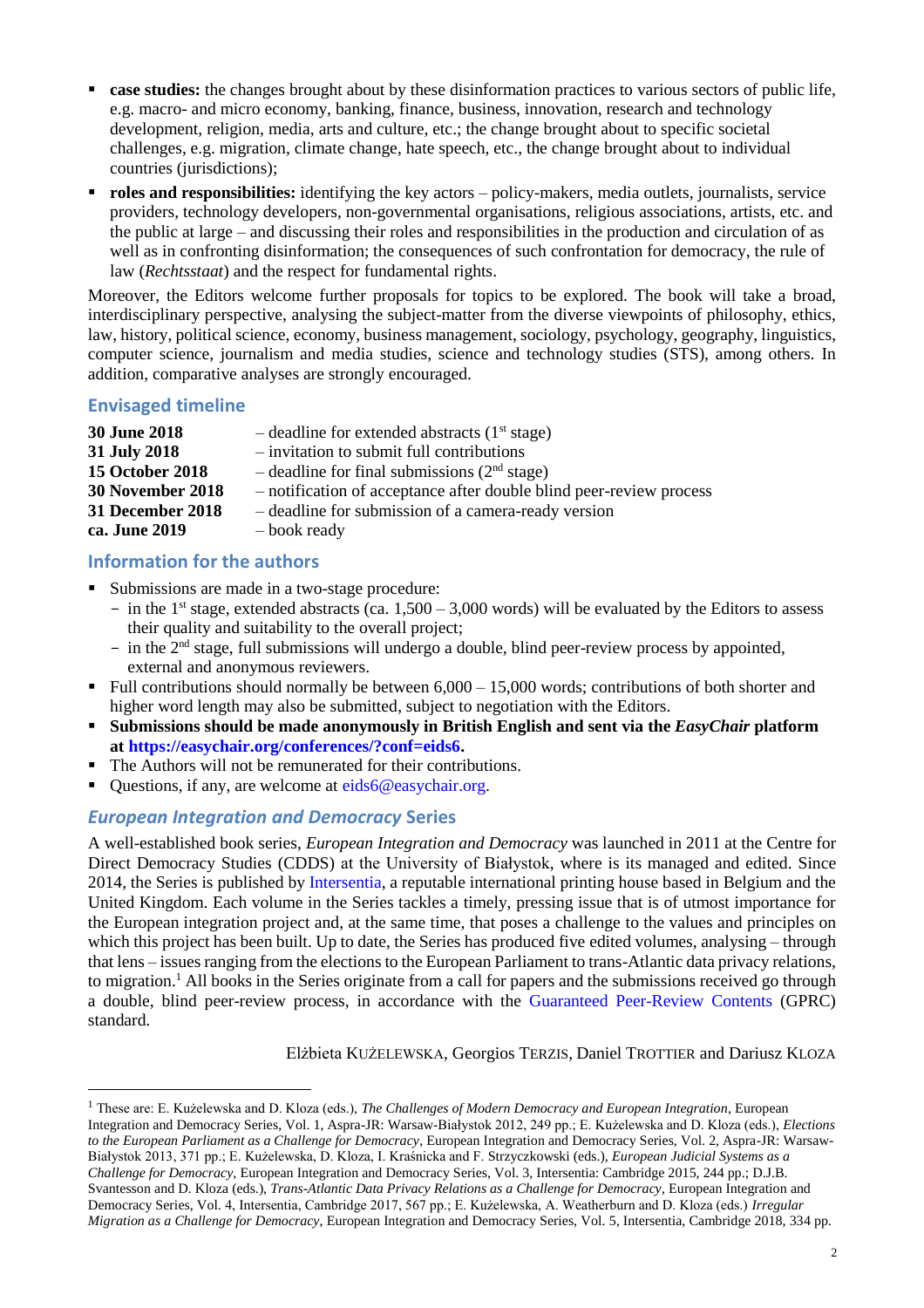- **case studies:** the changes brought about by these disinformation practices to various sectors of public life, e.g. macro- and micro economy, banking, finance, business, innovation, research and technology development, religion, media, arts and culture, etc.; the change brought about to specific societal challenges, e.g. migration, climate change, hate speech, etc., the change brought about to individual countries (jurisdictions);
- **roles and responsibilities:** identifying the key actors – policy-makers, media outlets, journalists, service providers, technology developers, non-governmental organisations, religious associations, artists, etc. and the public at large – and discussing their roles and responsibilities in the production and circulation of as well as in confronting disinformation; the consequences of such confrontation for democracy, the rule of law (*Rechtsstaat*) and the respect for fundamental rights.

Moreover, the Editors welcome further proposals for topics to be explored. The book will take a broad, interdisciplinary perspective, analysing the subject-matter from the diverse viewpoints of philosophy, ethics, law, history, political science, economy, business management, sociology, psychology, geography, linguistics, computer science, journalism and media studies, science and technology studies (STS), among others. In addition, comparative analyses are strongly encouraged.

## Envisaged timeline

| | |
|---|---|
| **30 June 2018** | – deadline for extended abstracts (1st stage) |
| **31 July 2018** | – invitation to submit full contributions |
| **15 October 2018** | – deadline for final submissions (2nd stage) |
| **30 November 2018** | – notification of acceptance after double blind peer-review process |
| **31 December 2018** | – deadline for submission of a camera-ready version |
| **ca. June 2019** | – book ready |

## Information for the authors

- Submissions are made in a two-stage procedure:
  - in the 1st stage, extended abstracts (ca. 1,500 – 3,000 words) will be evaluated by the Editors to assess their quality and suitability to the overall project;
  - in the 2nd stage, full submissions will undergo a double, blind peer-review process by appointed, external and anonymous reviewers.
- Full contributions should normally be between 6,000 – 15,000 words; contributions of both shorter and higher word length may also be submitted, subject to negotiation with the Editors.
- **Submissions should be made anonymously in British English and sent via the *EasyChair* platform at https://easychair.org/conferences/?conf=eids6.**
- The Authors will not be remunerated for their contributions.
- Questions, if any, are welcome at eids6@easychair.org.

## *European Integration and Democracy* Series

A well-established book series, *European Integration and Democracy* was launched in 2011 at the Centre for Direct Democracy Studies (CDDS) at the University of Białystok, where is its managed and edited. Since 2014, the Series is published by Intersentia, a reputable international printing house based in Belgium and the United Kingdom. Each volume in the Series tackles a timely, pressing issue that is of utmost importance for the European integration project and, at the same time, that poses a challenge to the values and principles on which this project has been built. Up to date, the Series has produced five edited volumes, analysing – through that lens – issues ranging from the elections to the European Parliament to trans-Atlantic data privacy relations, to migration.[1] All books in the Series originate from a call for papers and the submissions received go through a double, blind peer-review process, in accordance with the Guaranteed Peer-Review Contents (GPRC) standard.

Elżbieta KUŻELEWSKA, Georgios TERZIS, Daniel TROTTIER and Dariusz KLOZA

[1] These are: E. Kużelewska and D. Kloza (eds.), *The Challenges of Modern Democracy and European Integration*, European Integration and Democracy Series, Vol. 1, Aspra-JR: Warsaw-Białystok 2012, 249 pp.; E. Kużelewska and D. Kloza (eds.), *Elections to the European Parliament as a Challenge for Democracy*, European Integration and Democracy Series, Vol. 2, Aspra-JR: Warsaw-Białystok 2013, 371 pp.; E. Kużelewska, D. Kloza, I. Kraśnicka and F. Strzyczkowski (eds.), *European Judicial Systems as a Challenge for Democracy*, European Integration and Democracy Series, Vol. 3, Intersentia: Cambridge 2015, 244 pp.; D.J.B. Svantesson and D. Kloza (eds.), *Trans-Atlantic Data Privacy Relations as a Challenge for Democracy*, European Integration and Democracy Series, Vol. 4, Intersentia, Cambridge 2017, 567 pp.; E. Kużelewska, A. Weatherburn and D. Kloza (eds.) *Irregular Migration as a Challenge for Democracy*, European Integration and Democracy Series, Vol. 5, Intersentia, Cambridge 2018, 334 pp.